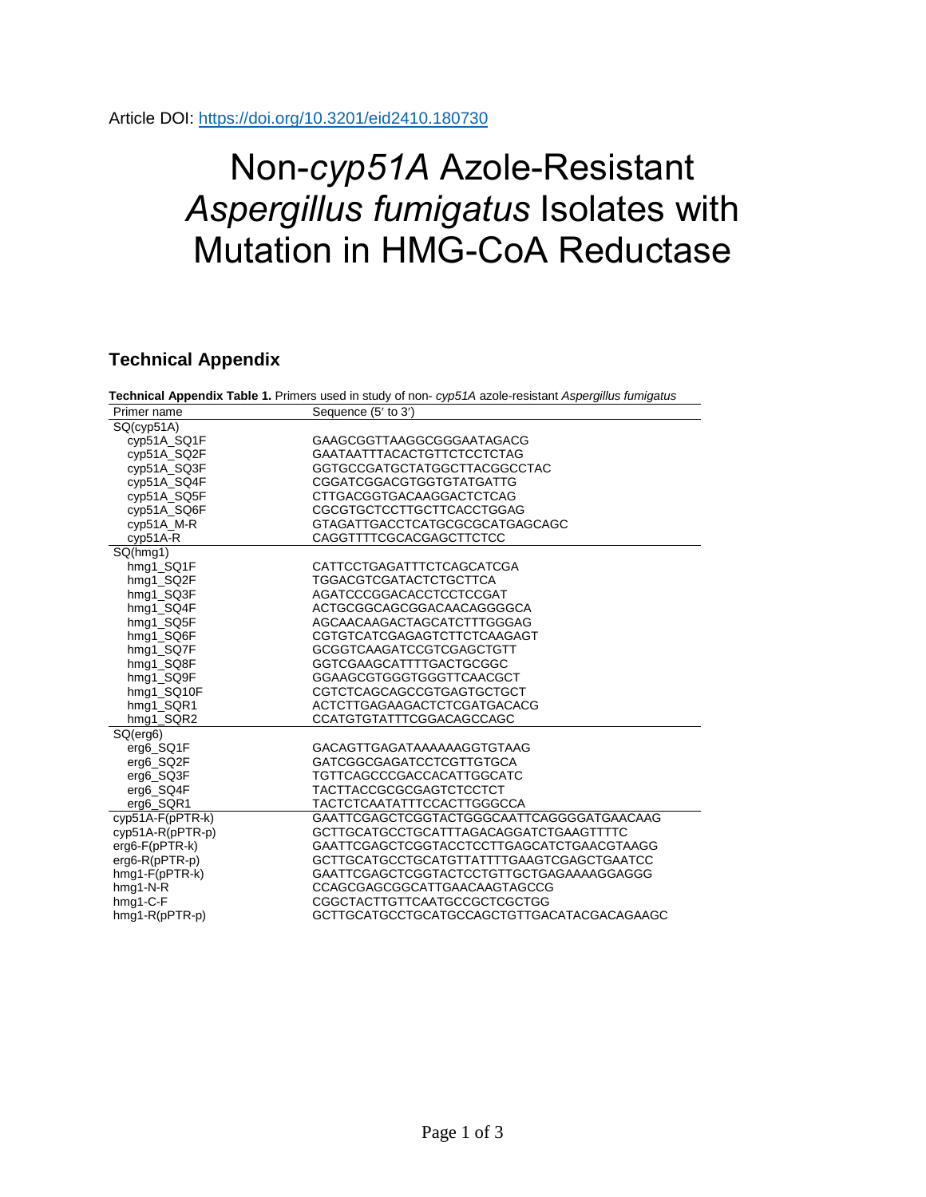Article DOI: https://doi.org/10.3201/eid2410.180730

# Non-*cyp51A* Azole-Resistant *Aspergillus fumigatus* Isolates with Mutation in HMG-CoA Reductase

## Technical Appendix

**Technical Appendix Table 1.** Primers used in study of non- *cyp51A* azole-resistant *Aspergillus fumigatus*

| Primer name | Sequence (5′ to 3′) |
|---|---|
| SQ(cyp51A) | |
| cyp51A_SQ1F | GAAGCGGTTAAGGCGGGAATAGACG |
| cyp51A_SQ2F | GAATAATTTACACTGTTCTCCTCTAG |
| cyp51A_SQ3F | GGTGCCGATGCTATGGCTTACGGCCTAC |
| cyp51A_SQ4F | CGGATCGGACGTGGTGTATGATTG |
| cyp51A_SQ5F | CTTGACGGTGACAAGGACTCTCAG |
| cyp51A_SQ6F | CGCGTGCTCCTTGCTTCACCTGGAG |
| cyp51A_M-R | GTAGATTGACCTCATGCGCGCATGAGCAGC |
| cyp51A-R | CAGGTTTTCGCACGAGCTTCTCC |
| SQ(hmg1) | |
| hmg1_SQ1F | CATTCCTGAGATTTCTCAGCATCGA |
| hmg1_SQ2F | TGGACGTCGATACTCTGCTTCA |
| hmg1_SQ3F | AGATCCCGGACACCTCCTCCGAT |
| hmg1_SQ4F | ACTGCGGCAGCGGACAACAGGGGCA |
| hmg1_SQ5F | AGCAACAAGACTAGCATCTTTGGGAG |
| hmg1_SQ6F | CGTGTCATCGAGAGTCTTCTCAAGAGT |
| hmg1_SQ7F | GCGGTCAAGATCCGTCGAGCTGTT |
| hmg1_SQ8F | GGTCGAAGCATTTTGACTGCGGC |
| hmg1_SQ9F | GGAAGCGTGGGTGGGTTCAACGCT |
| hmg1_SQ10F | CGTCTCAGCAGCCGTGAGTGCTGCT |
| hmg1_SQR1 | ACTCTTGAGAAGACTCTCGATGACACG |
| hmg1_SQR2 | CCATGTGTATTTCGGACAGCCAGC |
| SQ(erg6) | |
| erg6_SQ1F | GACAGTTGAGATAAAAAAGGTGTAAG |
| erg6_SQ2F | GATCGGCGAGATCCTCGTTGTGCA |
| erg6_SQ3F | TGTTCAGCCCGACCACATTGGCATC |
| erg6_SQ4F | TACTTACCGCGCGAGTCTCCTCT |
| erg6_SQR1 | TACTCTCAATATTTCCACTTGGGCCA |
| cyp51A-F(pPTR-k) | GAATTCGAGCTCGGTACTGGGCAATTCAGGGGATGAACAAG |
| cyp51A-R(pPTR-p) | GCTTGCATGCCTGCATTTAGACAGGATCTGAAGTTTTC |
| erg6-F(pPTR-k) | GAATTCGAGCTCGGTACCTCCTTGAGCATCTGAACGTAAGG |
| erg6-R(pPTR-p) | GCTTGCATGCCTGCATGTTATTTTGAAGTCGAGCTGAATCC |
| hmg1-F(pPTR-k) | GAATTCGAGCTCGGTACTCCTGTTGCTGAGAAAAGGAGGG |
| hmg1-N-R | CCAGCGAGCGGCATTGAACAAGTAGCCG |
| hmg1-C-F | CGGCTACTTGTTCAATGCCGCTCGCTGG |
| hmg1-R(pPTR-p) | GCTTGCATGCCTGCATGCCAGCTGTTGACATACGACAGAAGC |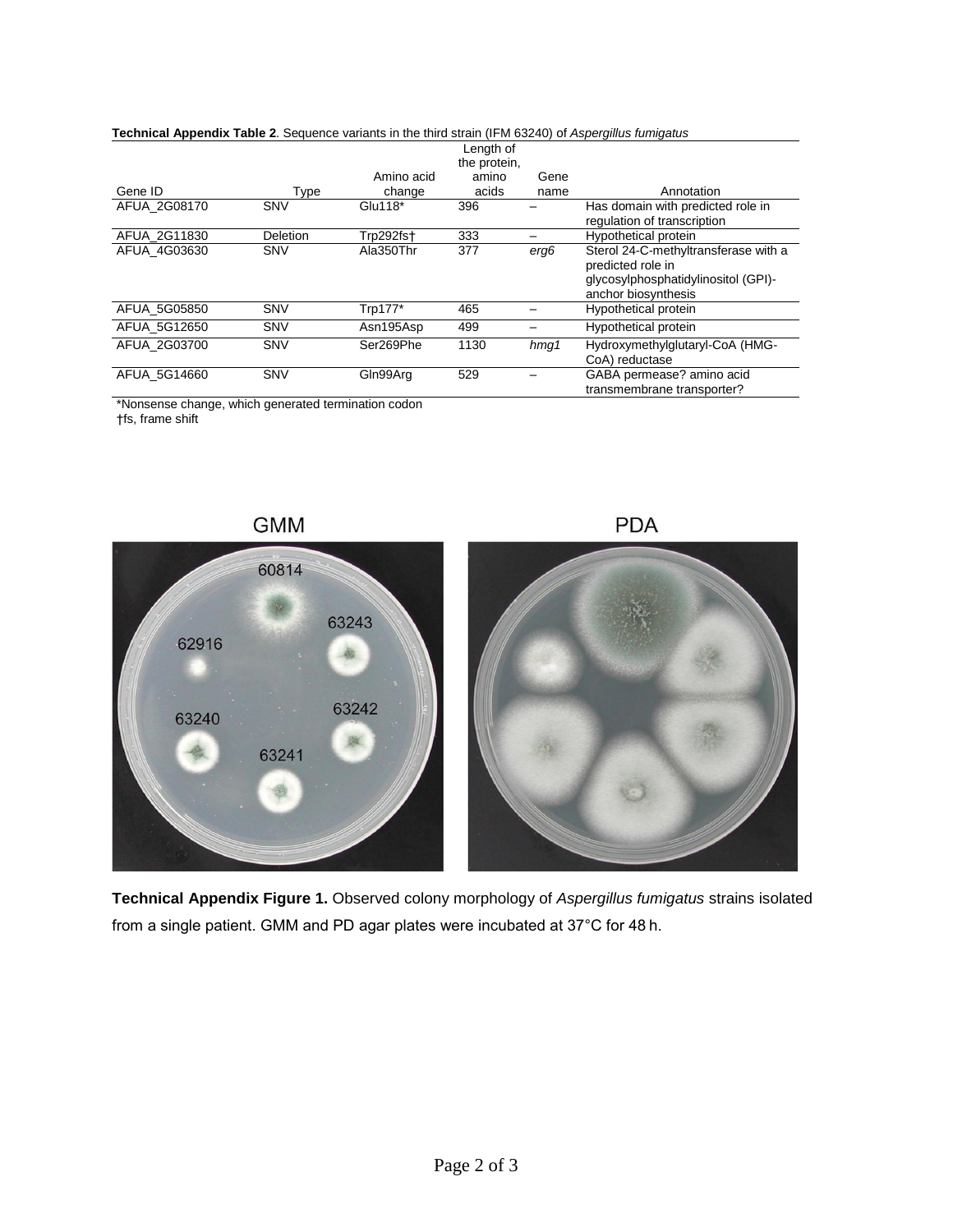**Technical Appendix Table 2**. Sequence variants in the third strain (IFM 63240) of *Aspergillus fumigatus*

| Gene ID | Type | Amino acid change | Length of the protein, amino acids | Gene name | Annotation |
|---|---|---|---|---|---|
| AFUA_2G08170 | SNV | Glu118* | 396 | – | Has domain with predicted role in regulation of transcription |
| AFUA_2G11830 | Deletion | Trp292fs† | 333 | – | Hypothetical protein |
| AFUA_4G03630 | SNV | Ala350Thr | 377 | *erg6* | Sterol 24-C-methyltransferase with a predicted role in glycosylphosphatidylinositol (GPI)-anchor biosynthesis |
| AFUA_5G05850 | SNV | Trp177* | 465 | – | Hypothetical protein |
| AFUA_5G12650 | SNV | Asn195Asp | 499 | – | Hypothetical protein |
| AFUA_2G03700 | SNV | Ser269Phe | 1130 | *hmg1* | Hydroxymethylglutaryl-CoA (HMG-CoA) reductase |
| AFUA_5G14660 | SNV | Gln99Arg | 529 | – | GABA permease? amino acid transmembrane transporter? |

*Nonsense change, which generated termination codon
†fs, frame shift

**Technical Appendix Figure 1.** Observed colony morphology of *Aspergillus fumigatus* strains isolated from a single patient. GMM and PD agar plates were incubated at 37°C for 48 h.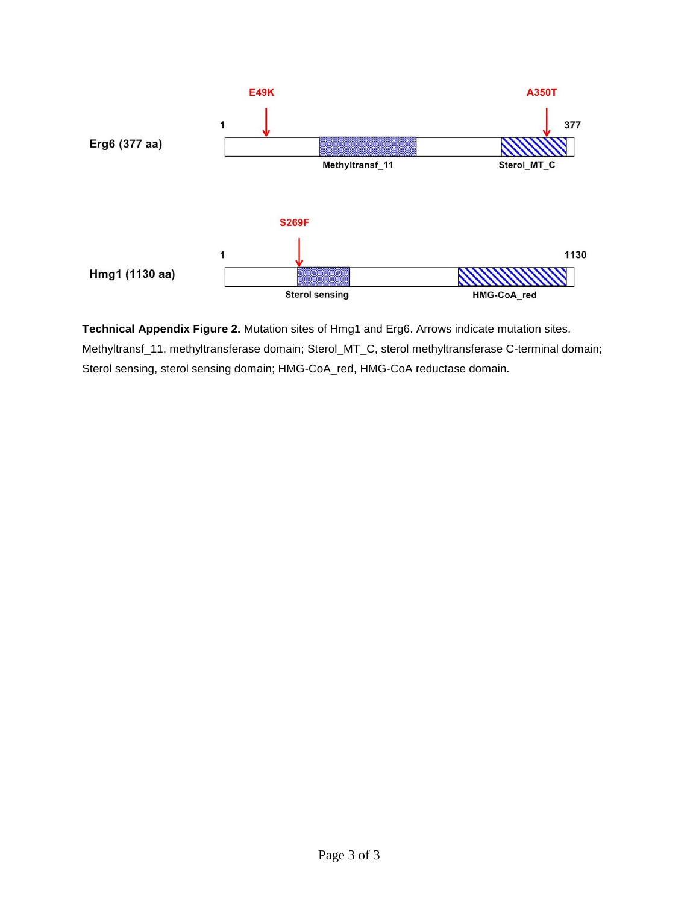E49K

A350T

1

377

Erg6 (377 aa)

Methyltransf_11

Sterol_MT_C

S269F

1

1130

Hmg1 (1130 aa)

Sterol sensing

HMG-CoA_red

**Technical Appendix Figure 2.** Mutation sites of Hmg1 and Erg6. Arrows indicate mutation sites. Methyltransf_11, methyltransferase domain; Sterol_MT_C, sterol methyltransferase C-terminal domain; Sterol sensing, sterol sensing domain; HMG-CoA_red, HMG-CoA reductase domain.